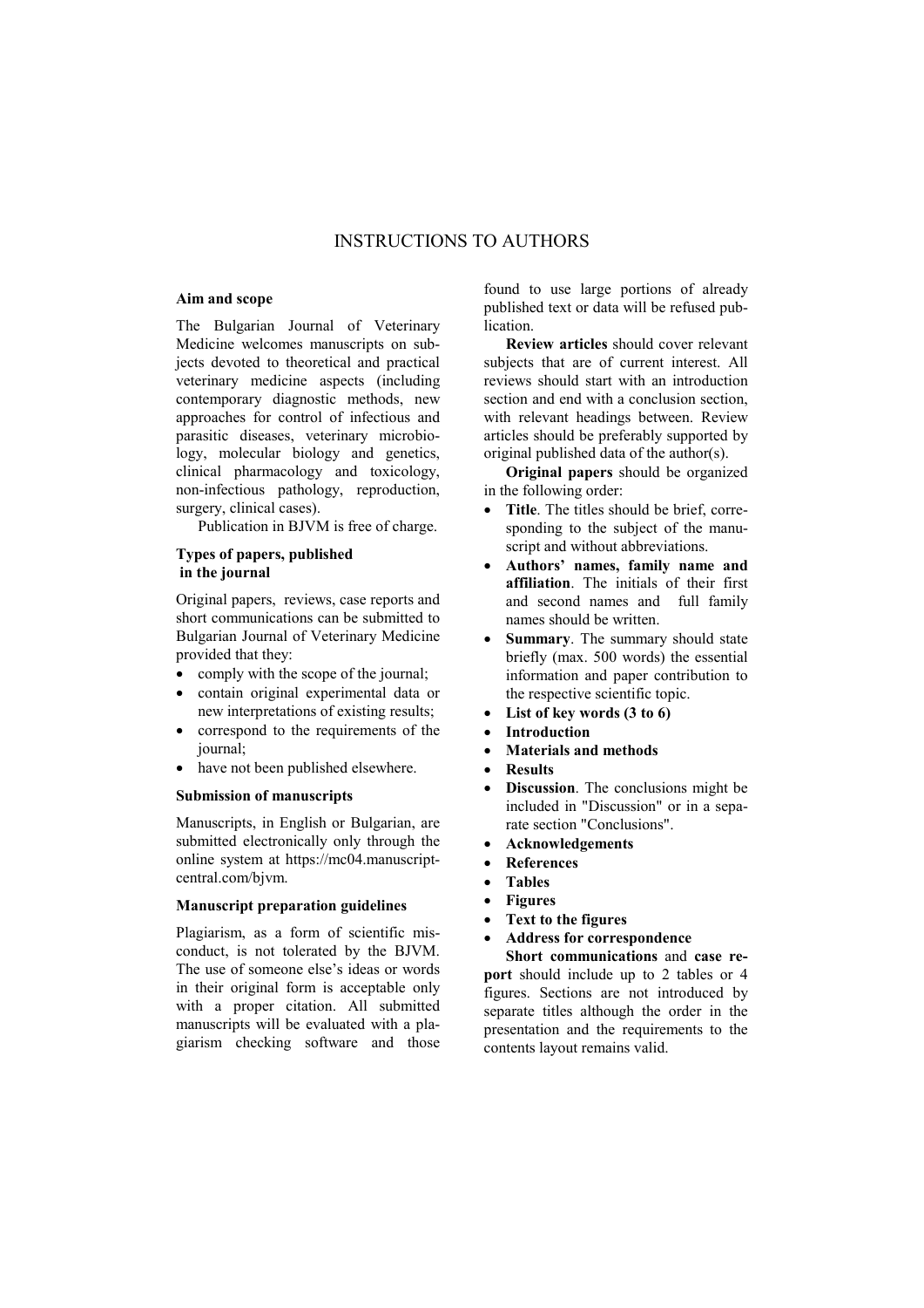# INSTRUCTIONS TO AUTHORS

### Aim and scope

The Bulgarian Journal of Veterinary Medicine welcomes manuscripts on subjects devoted to theoretical and practical veterinary medicine aspects (including contemporary diagnostic methods, new approaches for control of infectious and parasitic diseases, veterinary microbiology, molecular biology and genetics, clinical pharmacology and toxicology, non-infectious pathology, reproduction, surgery, clinical cases).

Publication in BJVM is free of charge.

### Types of papers, published in the journal

Original papers, reviews, case reports and short communications can be submitted to Bulgarian Journal of Veterinary Medicine provided that they:

- comply with the scope of the journal;
- contain original experimental data or new interpretations of existing results;
- correspond to the requirements of the journal;
- have not been published elsewhere.

### Submission of manuscripts

Manuscripts, in English or Bulgarian, are submitted electronically only through the online system at https://mc04.manuscriptcentral.com/bjvm.

### Manuscript preparation guidelines

Plagiarism, as a form of scientific misconduct, is not tolerated by the BJVM. The use of someone else's ideas or words in their original form is acceptable only with a proper citation. All submitted manuscripts will be evaluated with a plagiarism checking software and those found to use large portions of already published text or data will be refused publication.

**Review articles** should cover relevant subjects that are of current interest. All reviews should start with an introduction section and end with a conclusion section, with relevant headings between. Review articles should be preferably supported by original published data of the author(s).

**Original papers** should be organized in the following order:

- **Title**. The titles should be brief, corresponding to the subject of the manuscript and without abbreviations.
- **Authors' names, family name and affiliation**. The initials of their first and second names and full family names should be written.
- **Summary**. The summary should state briefly (max. 500 words) the essential information and paper contribution to the respective scientific topic.
- **List of key words (3 to 6)**
- **Introduction**
- **Materials and methods**
- **Results**
- **Discussion**. The conclusions might be included in "Discussion" or in a separate section "Conclusions".
- **Acknowledgements**
- **References**
- **Tables**
- **Figures**
- **Text to the figures**
- **Address for correspondence**

**Short communications** and **case report** should include up to 2 tables or 4 figures. Sections are not introduced by separate titles although the order in the presentation and the requirements to the contents layout remains valid.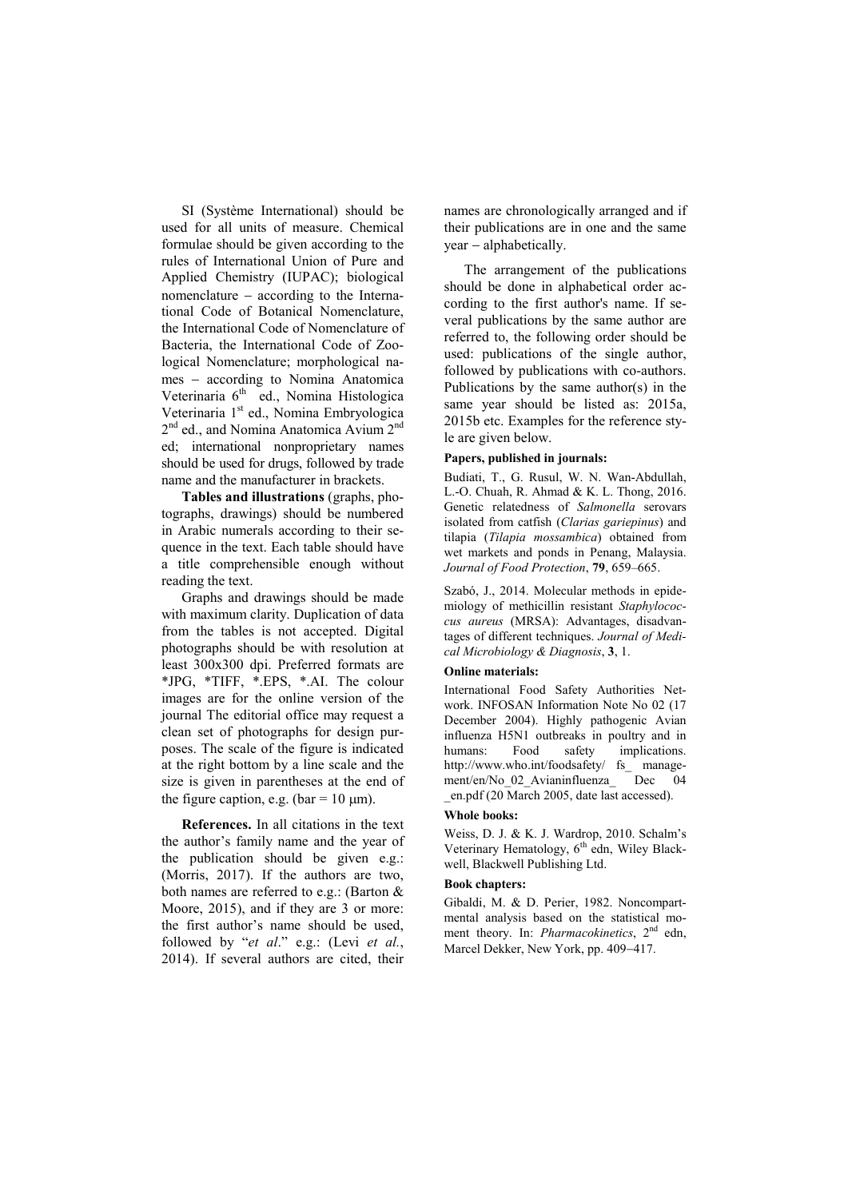SI (Système International) should be used for all units of measure. Chemical formulae should be given according to the rules of International Union of Pure and Applied Chemistry (IUPAC); biological nomenclature – according to the International Code of Botanical Nomenclature, the International Code of Nomenclature of Bacteria, the International Code of Zoological Nomenclature; morphological names – according to Nomina Anatomica Veterinaria 6$^{th}$ ed., Nomina Histologica Veterinaria 1$^{st}$ ed., Nomina Embryologica 2$^{nd}$ ed., and Nomina Anatomica Avium 2$^{nd}$ ed; international nonproprietary names should be used for drugs, followed by trade name and the manufacturer in brackets.

**Tables and illustrations** (graphs, photographs, drawings) should be numbered in Arabic numerals according to their sequence in the text. Each table should have a title comprehensible enough without reading the text.

Graphs and drawings should be made with maximum clarity. Duplication of data from the tables is not accepted. Digital photographs should be with resolution at least 300x300 dpi. Preferred formats are *JPG, *TIFF, *.EPS, *.AI. The colour images are for the online version of the journal The editorial office may request a clean set of photographs for design purposes. The scale of the figure is indicated at the right bottom by a line scale and the size is given in parentheses at the end of the figure caption, e.g. (bar = 10 μm).

**References.** In all citations in the text the author's family name and the year of the publication should be given e.g.: (Morris, 2017). If the authors are two, both names are referred to e.g.: (Barton & Moore, 2015), and if they are 3 or more: the first author's name should be used, followed by "*et al*." e.g.: (Levi *et al.*, 2014). If several authors are cited, their names are chronologically arranged and if their publications are in one and the same year – alphabetically.

The arrangement of the publications should be done in alphabetical order according to the first author's name. If several publications by the same author are referred to, the following order should be used: publications of the single author, followed by publications with co-authors. Publications by the same author(s) in the same year should be listed as: 2015a, 2015b etc. Examples for the reference style are given below.

**Papers, published in journals:**

Budiati, T., G. Rusul, W. N. Wan-Abdullah, L.-O. Chuah, R. Ahmad & K. L. Thong, 2016. Genetic relatedness of *Salmonella* serovars isolated from catfish (*Clarias gariepinus*) and tilapia (*Tilapia mossambica*) obtained from wet markets and ponds in Penang, Malaysia. *Journal of Food Protection*, **79**, 659–665.

Szabó, J., 2014. Molecular methods in epidemiology of methicillin resistant *Staphylococcus aureus* (MRSA): Advantages, disadvantages of different techniques. *Journal of Medical Microbiology & Diagnosis*, **3**, 1.

**Online materials:**

International Food Safety Authorities Network. INFOSAN Information Note No 02 (17 December 2004). Highly pathogenic Avian influenza H5N1 outbreaks in poultry and in humans: Food safety implications. http://www.who.int/foodsafety/ fs_ management/en/No_02_Avianinfluenza_ Dec 04 _en.pdf (20 March 2005, date last accessed).

**Whole books:**

Weiss, D. J. & K. J. Wardrop, 2010. Schalm's Veterinary Hematology, 6$^{th}$ edn, Wiley Blackwell, Blackwell Publishing Ltd.

**Book chapters:**

Gibaldi, M. & D. Perier, 1982. Noncompartmental analysis based on the statistical moment theory. In: *Pharmacokinetics*, 2$^{nd}$ edn, Marcel Dekker, New York, pp. 409–417.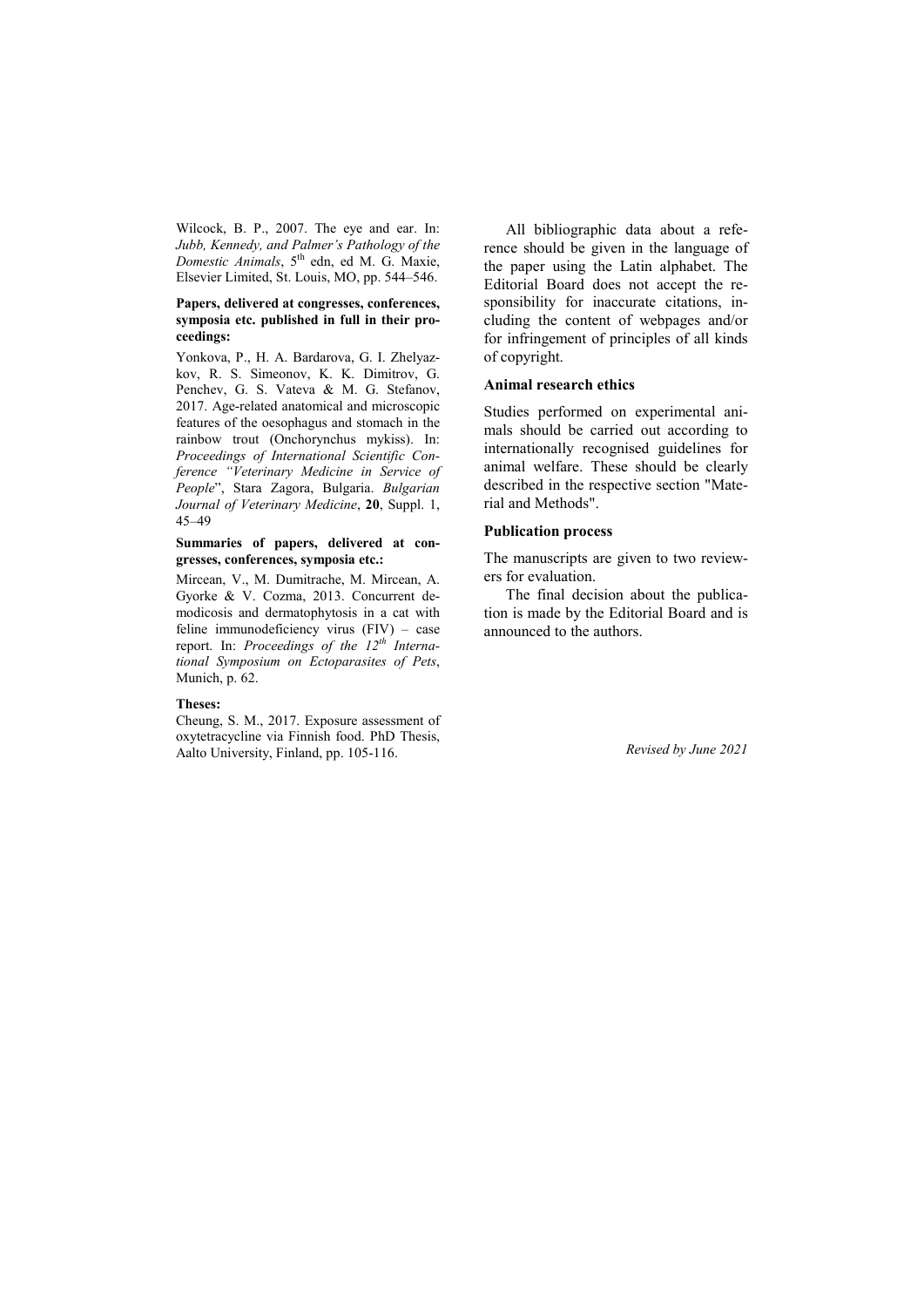Wilcock, B. P., 2007. The eye and ear. In: *Jubb, Kennedy, and Palmer's Pathology of the Domestic Animals*, 5th edn, ed M. G. Maxie, Elsevier Limited, St. Louis, MO, pp. 544–546.

**Papers, delivered at congresses, conferences, symposia etc. published in full in their proceedings:**

Yonkova, P., H. A. Bardarova, G. I. Zhelyazkov, R. S. Simeonov, K. K. Dimitrov, G. Penchev, G. S. Vateva & M. G. Stefanov, 2017. Age-related anatomical and microscopic features of the oesophagus and stomach in the rainbow trout (Onchorynchus mykiss). In: *Proceedings of International Scientific Conference "Veterinary Medicine in Service of People*", Stara Zagora, Bulgaria. *Bulgarian Journal of Veterinary Medicine*, **20**, Suppl. 1, 45–49

**Summaries of papers, delivered at congresses, conferences, symposia etc.:**

Mircean, V., M. Dumitrache, M. Mircean, A. Gyorke & V. Cozma, 2013. Concurrent demodicosis and dermatophytosis in a cat with feline immunodeficiency virus (FIV) – case report. In: *Proceedings of the 12th International Symposium on Ectoparasites of Pets*, Munich, p. 62.

**Theses:**

Cheung, S. M., 2017. Exposure assessment of oxytetracycline via Finnish food. PhD Thesis, Aalto University, Finland, pp. 105-116.

All bibliographic data about a reference should be given in the language of the paper using the Latin alphabet. The Editorial Board does not accept the responsibility for inaccurate citations, including the content of webpages and/or for infringement of principles of all kinds of copyright.

**Animal research ethics**

Studies performed on experimental animals should be carried out according to internationally recognised guidelines for animal welfare. These should be clearly described in the respective section "Material and Methods".

**Publication process**

The manuscripts are given to two reviewers for evaluation.

The final decision about the publication is made by the Editorial Board and is announced to the authors.

*Revised by June 2021*